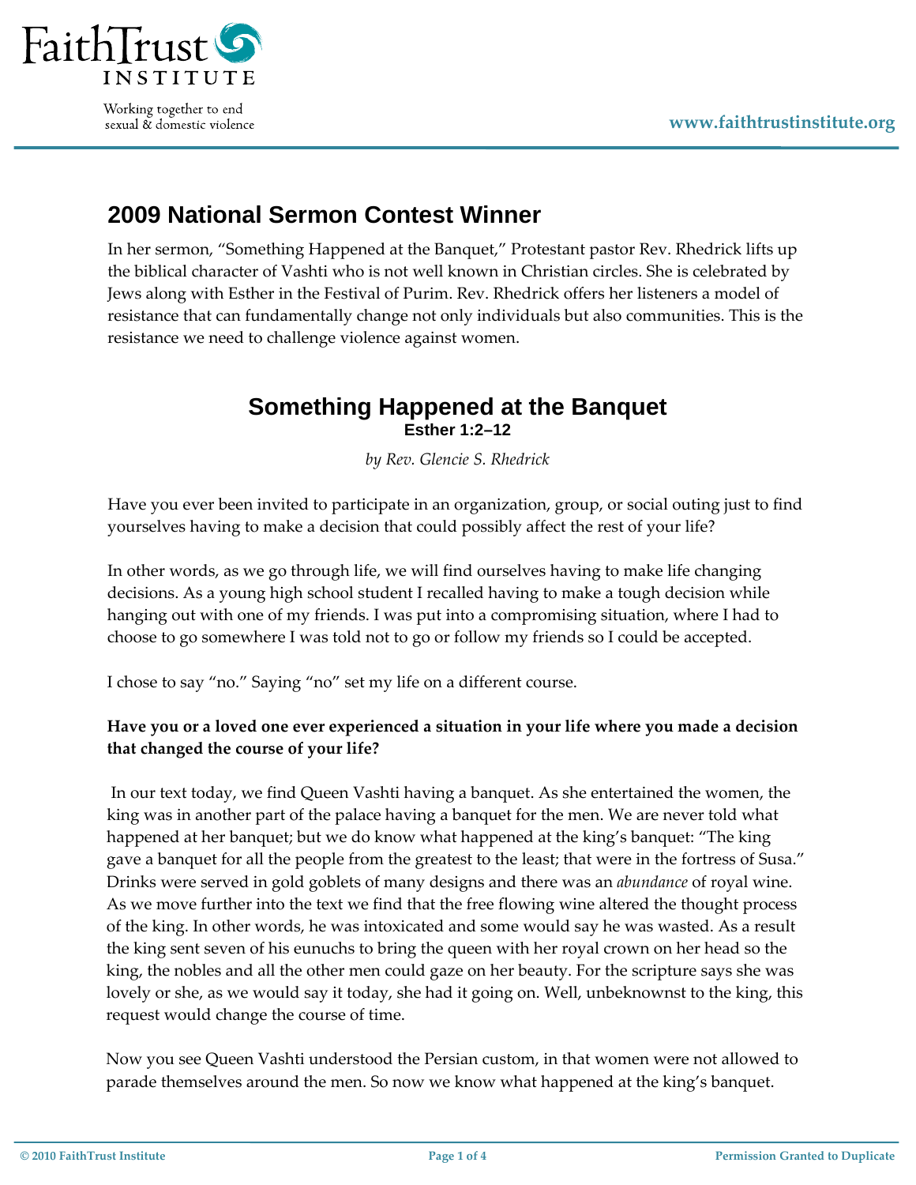## 2009 National Sermon Contest Winner

In her sermon, "Something Happened at the Banquet," Protestant pastor Rev. Rhedrick lifts up the biblical character of Vashti who is not well known in Christian circles. She is celebrated by Jews along with Esther in the Festival of Purim. Rev. Rhedrick offers her listeners a model of resistance that can fundamentally change not only individuals but also communities. This is the resistance we need to challenge violence against women.

# Something Happened at the Banquet

**Esther 1:2–12**

*by Rev. Glencie S. Rhedrick*

Have you ever been invited to participate in an organization, group, or social outing just to find yourselves having to make a decision that could possibly affect the rest of your life?

In other words, as we go through life, we will find ourselves having to make life changing decisions. As a young high school student I recalled having to make a tough decision while hanging out with one of my friends. I was put into a compromising situation, where I had to choose to go somewhere I was told not to go or follow my friends so I could be accepted.

I chose to say "no." Saying "no" set my life on a different course.

**Have you or a loved one ever experienced a situation in your life where you made a decision that changed the course of your life?**

In our text today, we find Queen Vashti having a banquet. As she entertained the women, the king was in another part of the palace having a banquet for the men. We are never told what happened at her banquet; but we do know what happened at the king's banquet: "The king gave a banquet for all the people from the greatest to the least; that were in the fortress of Susa." Drinks were served in gold goblets of many designs and there was an *abundance* of royal wine. As we move further into the text we find that the free flowing wine altered the thought process of the king. In other words, he was intoxicated and some would say he was wasted. As a result the king sent seven of his eunuchs to bring the queen with her royal crown on her head so the king, the nobles and all the other men could gaze on her beauty. For the scripture says she was lovely or she, as we would say it today, she had it going on. Well, unbeknownst to the king, this request would change the course of time.

Now you see Queen Vashti understood the Persian custom, in that women were not allowed to parade themselves around the men. So now we know what happened at the king's banquet.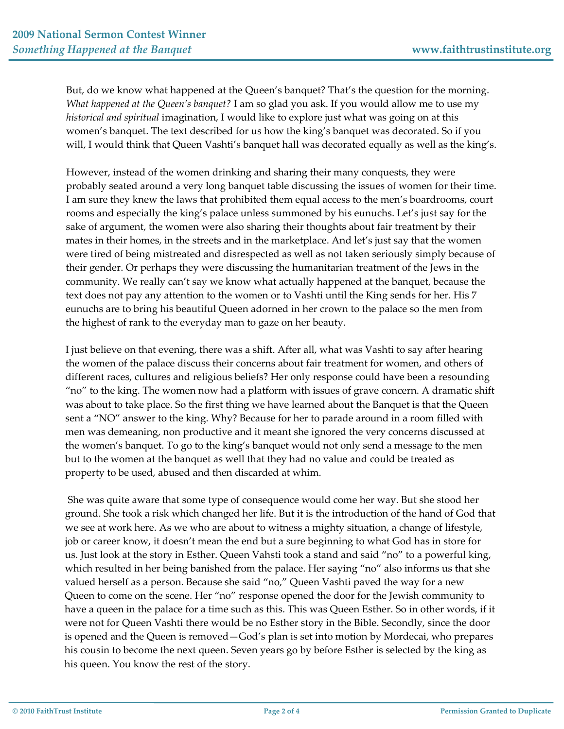But, do we know what happened at the Queen's banquet? That's the question for the morning. *What happened at the Queen's banquet?* I am so glad you ask. If you would allow me to use my *historical and spiritual* imagination, I would like to explore just what was going on at this women's banquet. The text described for us how the king's banquet was decorated. So if you will, I would think that Queen Vashti's banquet hall was decorated equally as well as the king's.

However, instead of the women drinking and sharing their many conquests, they were probably seated around a very long banquet table discussing the issues of women for their time. I am sure they knew the laws that prohibited them equal access to the men's boardrooms, court rooms and especially the king's palace unless summoned by his eunuchs. Let's just say for the sake of argument, the women were also sharing their thoughts about fair treatment by their mates in their homes, in the streets and in the marketplace. And let's just say that the women were tired of being mistreated and disrespected as well as not taken seriously simply because of their gender. Or perhaps they were discussing the humanitarian treatment of the Jews in the community. We really can't say we know what actually happened at the banquet, because the text does not pay any attention to the women or to Vashti until the King sends for her. His 7 eunuchs are to bring his beautiful Queen adorned in her crown to the palace so the men from the highest of rank to the everyday man to gaze on her beauty.

I just believe on that evening, there was a shift. After all, what was Vashti to say after hearing the women of the palace discuss their concerns about fair treatment for women, and others of different races, cultures and religious beliefs? Her only response could have been a resounding "no" to the king. The women now had a platform with issues of grave concern. A dramatic shift was about to take place. So the first thing we have learned about the Banquet is that the Queen sent a "NO" answer to the king. Why? Because for her to parade around in a room filled with men was demeaning, non productive and it meant she ignored the very concerns discussed at the women's banquet. To go to the king's banquet would not only send a message to the men but to the women at the banquet as well that they had no value and could be treated as property to be used, abused and then discarded at whim.

She was quite aware that some type of consequence would come her way. But she stood her ground. She took a risk which changed her life. But it is the introduction of the hand of God that we see at work here. As we who are about to witness a mighty situation, a change of lifestyle, job or career know, it doesn't mean the end but a sure beginning to what God has in store for us. Just look at the story in Esther. Queen Vahsti took a stand and said "no" to a powerful king, which resulted in her being banished from the palace. Her saying "no" also informs us that she valued herself as a person. Because she said "no," Queen Vashti paved the way for a new Queen to come on the scene. Her "no" response opened the door for the Jewish community to have a queen in the palace for a time such as this. This was Queen Esther. So in other words, if it were not for Queen Vashti there would be no Esther story in the Bible. Secondly, since the door is opened and the Queen is removed—God's plan is set into motion by Mordecai, who prepares his cousin to become the next queen. Seven years go by before Esther is selected by the king as his queen. You know the rest of the story.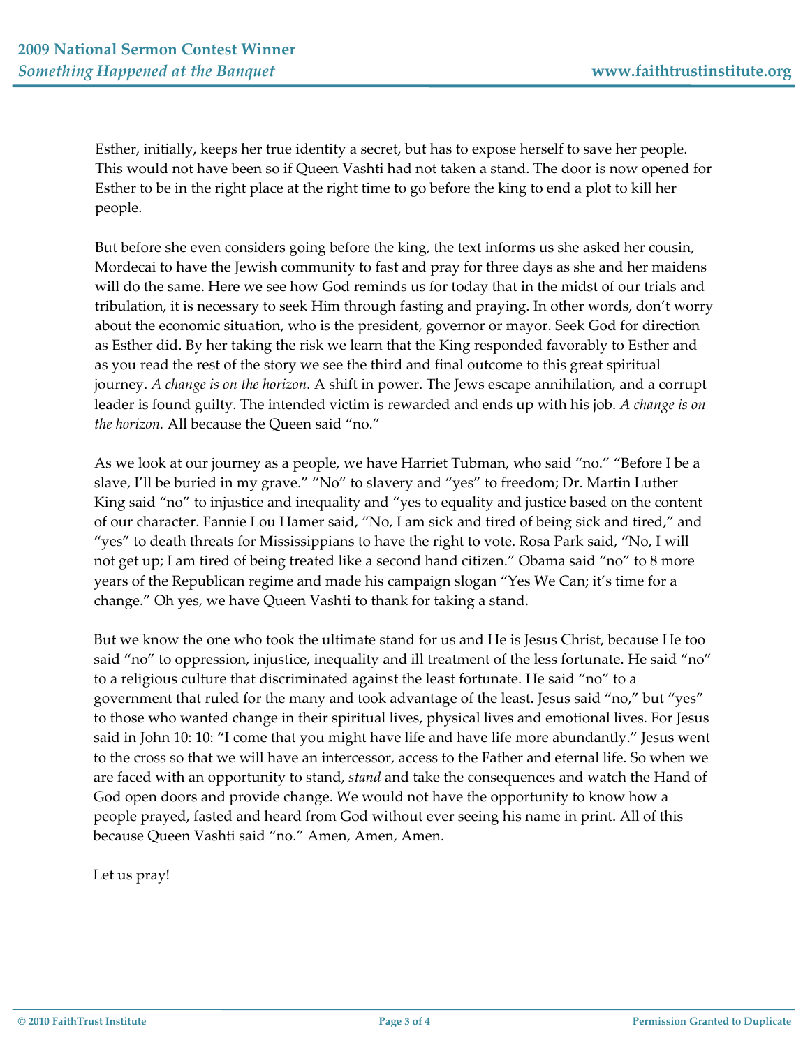Esther, initially, keeps her true identity a secret, but has to expose herself to save her people. This would not have been so if Queen Vashti had not taken a stand. The door is now opened for Esther to be in the right place at the right time to go before the king to end a plot to kill her people.

But before she even considers going before the king, the text informs us she asked her cousin, Mordecai to have the Jewish community to fast and pray for three days as she and her maidens will do the same. Here we see how God reminds us for today that in the midst of our trials and tribulation, it is necessary to seek Him through fasting and praying. In other words, don't worry about the economic situation, who is the president, governor or mayor. Seek God for direction as Esther did. By her taking the risk we learn that the King responded favorably to Esther and as you read the rest of the story we see the third and final outcome to this great spiritual journey. *A change is on the horizon.* A shift in power. The Jews escape annihilation, and a corrupt leader is found guilty. The intended victim is rewarded and ends up with his job. *A change is on the horizon.* All because the Queen said "no."

As we look at our journey as a people, we have Harriet Tubman, who said "no." "Before I be a slave, I'll be buried in my grave." "No" to slavery and "yes" to freedom; Dr. Martin Luther King said "no" to injustice and inequality and "yes to equality and justice based on the content of our character. Fannie Lou Hamer said, "No, I am sick and tired of being sick and tired," and "yes" to death threats for Mississippians to have the right to vote. Rosa Park said, "No, I will not get up; I am tired of being treated like a second hand citizen." Obama said "no" to 8 more years of the Republican regime and made his campaign slogan "Yes We Can; it's time for a change." Oh yes, we have Queen Vashti to thank for taking a stand.

But we know the one who took the ultimate stand for us and He is Jesus Christ, because He too said "no" to oppression, injustice, inequality and ill treatment of the less fortunate. He said "no" to a religious culture that discriminated against the least fortunate. He said "no" to a government that ruled for the many and took advantage of the least. Jesus said "no," but "yes" to those who wanted change in their spiritual lives, physical lives and emotional lives. For Jesus said in John 10: 10: "I come that you might have life and have life more abundantly." Jesus went to the cross so that we will have an intercessor, access to the Father and eternal life. So when we are faced with an opportunity to stand, *stand* and take the consequences and watch the Hand of God open doors and provide change. We would not have the opportunity to know how a people prayed, fasted and heard from God without ever seeing his name in print. All of this because Queen Vashti said "no." Amen, Amen, Amen.

Let us pray!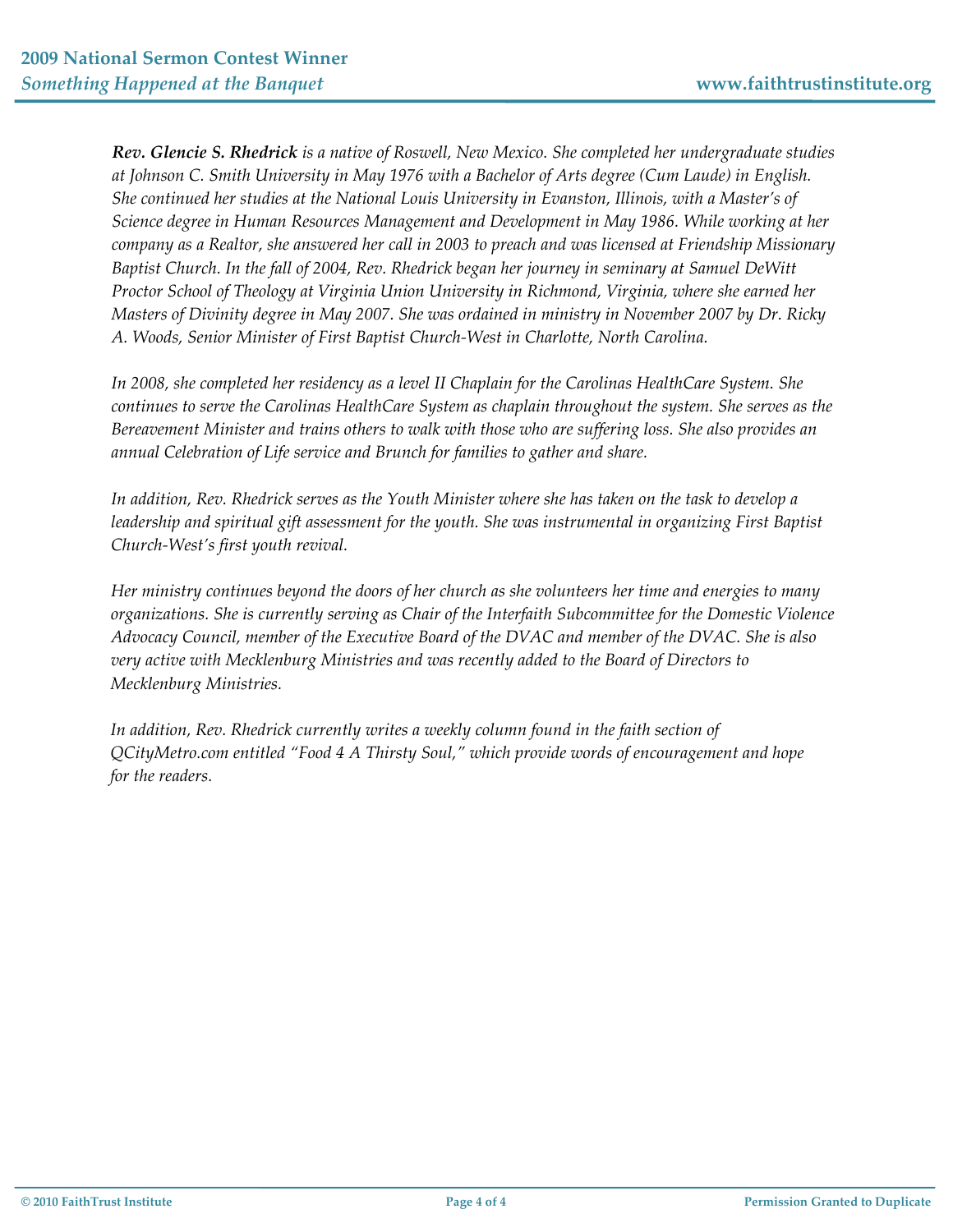***Rev. Glencie S. Rhedrick*** *is a native of Roswell, New Mexico. She completed her undergraduate studies at Johnson C. Smith University in May 1976 with a Bachelor of Arts degree (Cum Laude) in English. She continued her studies at the National Louis University in Evanston, Illinois, with a Master's of Science degree in Human Resources Management and Development in May 1986. While working at her company as a Realtor, she answered her call in 2003 to preach and was licensed at Friendship Missionary Baptist Church. In the fall of 2004, Rev. Rhedrick began her journey in seminary at Samuel DeWitt Proctor School of Theology at Virginia Union University in Richmond, Virginia, where she earned her Masters of Divinity degree in May 2007. She was ordained in ministry in November 2007 by Dr. Ricky A. Woods, Senior Minister of First Baptist Church-West in Charlotte, North Carolina.*

*In 2008, she completed her residency as a level II Chaplain for the Carolinas HealthCare System. She continues to serve the Carolinas HealthCare System as chaplain throughout the system. She serves as the Bereavement Minister and trains others to walk with those who are suffering loss. She also provides an annual Celebration of Life service and Brunch for families to gather and share.*

*In addition, Rev. Rhedrick serves as the Youth Minister where she has taken on the task to develop a leadership and spiritual gift assessment for the youth. She was instrumental in organizing First Baptist Church-West's first youth revival.*

*Her ministry continues beyond the doors of her church as she volunteers her time and energies to many organizations. She is currently serving as Chair of the Interfaith Subcommittee for the Domestic Violence Advocacy Council, member of the Executive Board of the DVAC and member of the DVAC. She is also very active with Mecklenburg Ministries and was recently added to the Board of Directors to Mecklenburg Ministries.*

*In addition, Rev. Rhedrick currently writes a weekly column found in the faith section of QCityMetro.com entitled "Food 4 A Thirsty Soul," which provide words of encouragement and hope for the readers.*